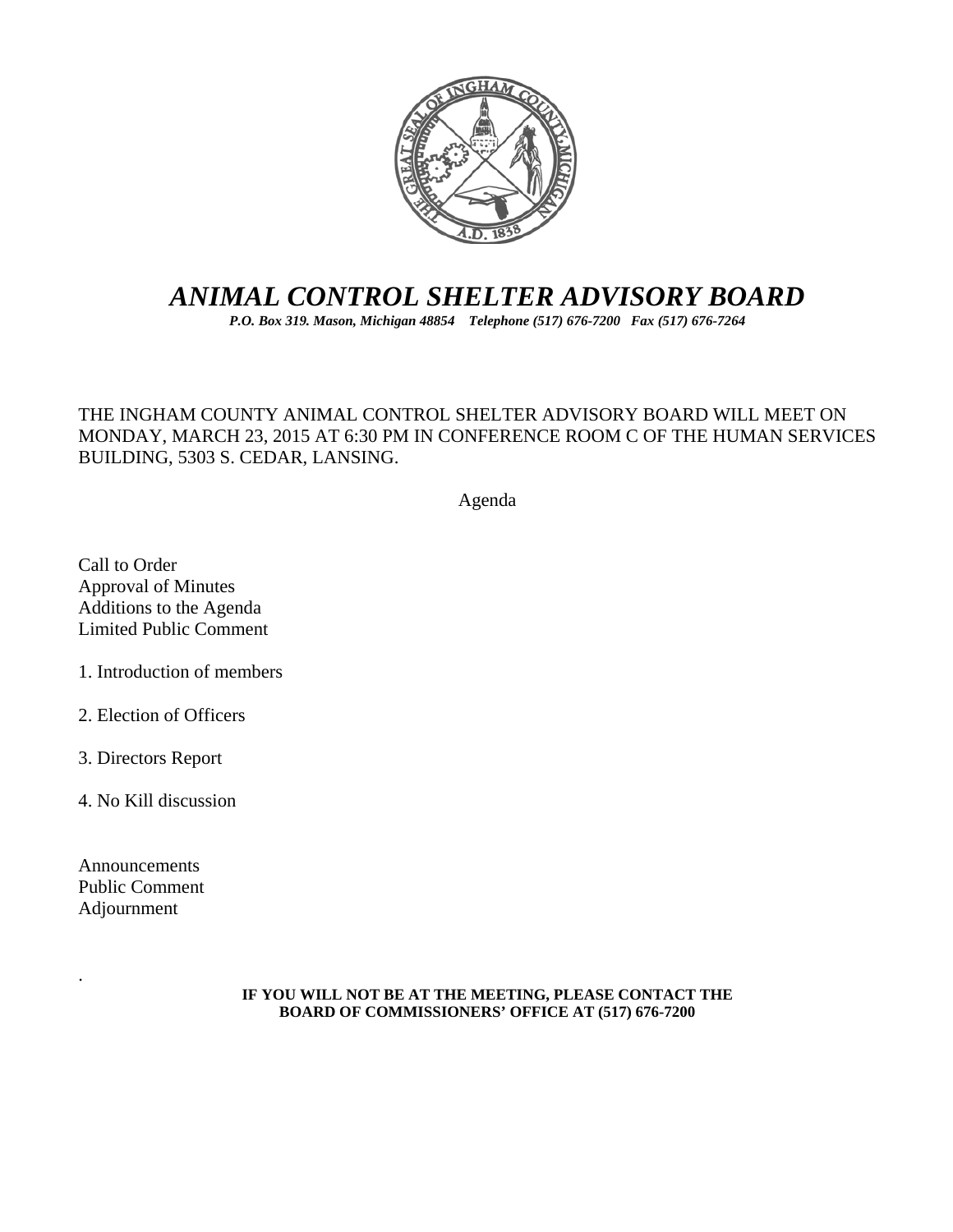# *ANIMAL CONTROL SHELTER ADVISORY BOARD*

***P.O. Box 319. Mason, Michigan 48854 Telephone (517) 676-7200 Fax (517) 676-7264***

THE INGHAM COUNTY ANIMAL CONTROL SHELTER ADVISORY BOARD WILL MEET ON MONDAY, MARCH 23, 2015 AT 6:30 PM IN CONFERENCE ROOM C OF THE HUMAN SERVICES BUILDING, 5303 S. CEDAR, LANSING.

Agenda

Call to Order
Approval of Minutes
Additions to the Agenda
Limited Public Comment

1. Introduction of members

2. Election of Officers

3. Directors Report

4. No Kill discussion

Announcements
Public Comment
Adjournment

.

**IF YOU WILL NOT BE AT THE MEETING, PLEASE CONTACT THE BOARD OF COMMISSIONERS' OFFICE AT (517) 676-7200**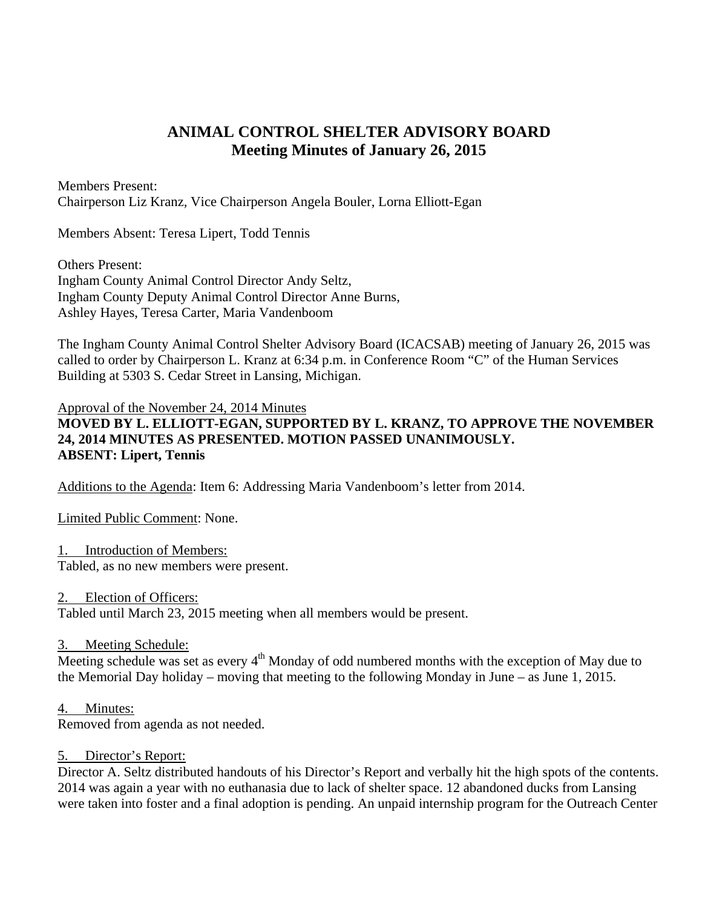# ANIMAL CONTROL SHELTER ADVISORY BOARD
## Meeting Minutes of January 26, 2015

Members Present:
Chairperson Liz Kranz, Vice Chairperson Angela Bouler, Lorna Elliott-Egan

Members Absent: Teresa Lipert, Todd Tennis

Others Present:
Ingham County Animal Control Director Andy Seltz,
Ingham County Deputy Animal Control Director Anne Burns,
Ashley Hayes, Teresa Carter, Maria Vandenboom

The Ingham County Animal Control Shelter Advisory Board (ICACSAB) meeting of January 26, 2015 was called to order by Chairperson L. Kranz at 6:34 p.m. in Conference Room "C" of the Human Services Building at 5303 S. Cedar Street in Lansing, Michigan.

Approval of the November 24, 2014 Minutes
**MOVED BY L. ELLIOTT-EGAN, SUPPORTED BY L. KRANZ, TO APPROVE THE NOVEMBER 24, 2014 MINUTES AS PRESENTED. MOTION PASSED UNANIMOUSLY.**
**ABSENT: Lipert, Tennis**

Additions to the Agenda: Item 6: Addressing Maria Vandenboom's letter from 2014.

Limited Public Comment: None.

1. Introduction of Members:
Tabled, as no new members were present.

2. Election of Officers:
Tabled until March 23, 2015 meeting when all members would be present.

3. Meeting Schedule:
Meeting schedule was set as every 4th Monday of odd numbered months with the exception of May due to the Memorial Day holiday – moving that meeting to the following Monday in June – as June 1, 2015.

4. Minutes:
Removed from agenda as not needed.

5. Director's Report:
Director A. Seltz distributed handouts of his Director's Report and verbally hit the high spots of the contents. 2014 was again a year with no euthanasia due to lack of shelter space. 12 abandoned ducks from Lansing were taken into foster and a final adoption is pending. An unpaid internship program for the Outreach Center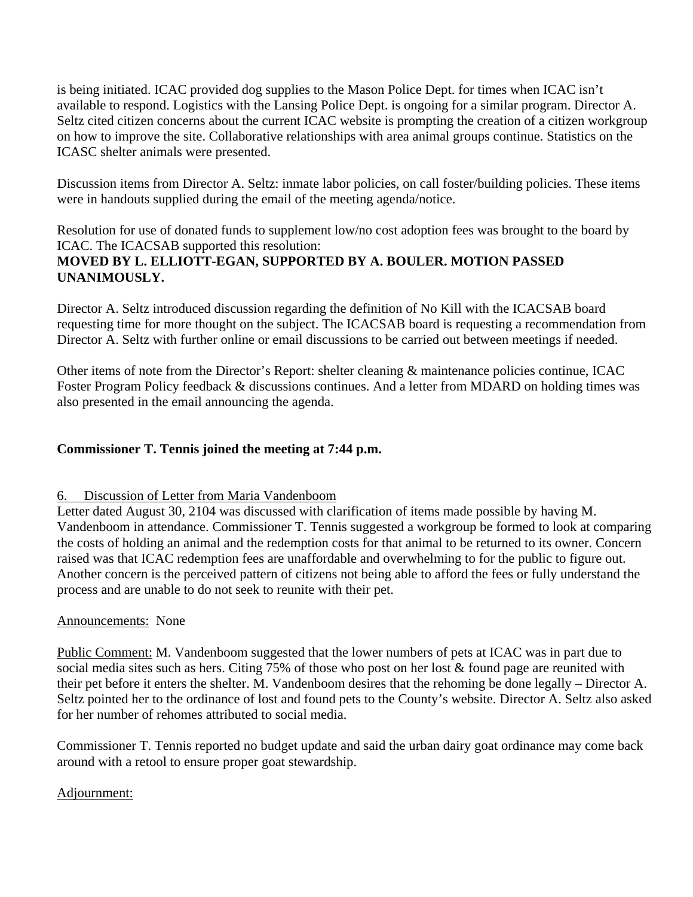is being initiated. ICAC provided dog supplies to the Mason Police Dept. for times when ICAC isn't available to respond. Logistics with the Lansing Police Dept. is ongoing for a similar program. Director A. Seltz cited citizen concerns about the current ICAC website is prompting the creation of a citizen workgroup on how to improve the site. Collaborative relationships with area animal groups continue. Statistics on the ICASC shelter animals were presented.

Discussion items from Director A. Seltz: inmate labor policies, on call foster/building policies. These items were in handouts supplied during the email of the meeting agenda/notice.

Resolution for use of donated funds to supplement low/no cost adoption fees was brought to the board by ICAC. The ICACSAB supported this resolution:
**MOVED BY L. ELLIOTT-EGAN, SUPPORTED BY A. BOULER. MOTION PASSED UNANIMOUSLY.**

Director A. Seltz introduced discussion regarding the definition of No Kill with the ICACSAB board requesting time for more thought on the subject. The ICACSAB board is requesting a recommendation from Director A. Seltz with further online or email discussions to be carried out between meetings if needed.

Other items of note from the Director's Report: shelter cleaning & maintenance policies continue, ICAC Foster Program Policy feedback & discussions continues. And a letter from MDARD on holding times was also presented in the email announcing the agenda.

**Commissioner T. Tennis joined the meeting at 7:44 p.m.**

6. Discussion of Letter from Maria Vandenboom

Letter dated August 30, 2104 was discussed with clarification of items made possible by having M. Vandenboom in attendance. Commissioner T. Tennis suggested a workgroup be formed to look at comparing the costs of holding an animal and the redemption costs for that animal to be returned to its owner. Concern raised was that ICAC redemption fees are unaffordable and overwhelming to for the public to figure out. Another concern is the perceived pattern of citizens not being able to afford the fees or fully understand the process and are unable to do not seek to reunite with their pet.

Announcements: None

Public Comment: M. Vandenboom suggested that the lower numbers of pets at ICAC was in part due to social media sites such as hers. Citing 75% of those who post on her lost & found page are reunited with their pet before it enters the shelter. M. Vandenboom desires that the rehoming be done legally – Director A. Seltz pointed her to the ordinance of lost and found pets to the County's website. Director A. Seltz also asked for her number of rehomes attributed to social media.

Commissioner T. Tennis reported no budget update and said the urban dairy goat ordinance may come back around with a retool to ensure proper goat stewardship.

Adjournment: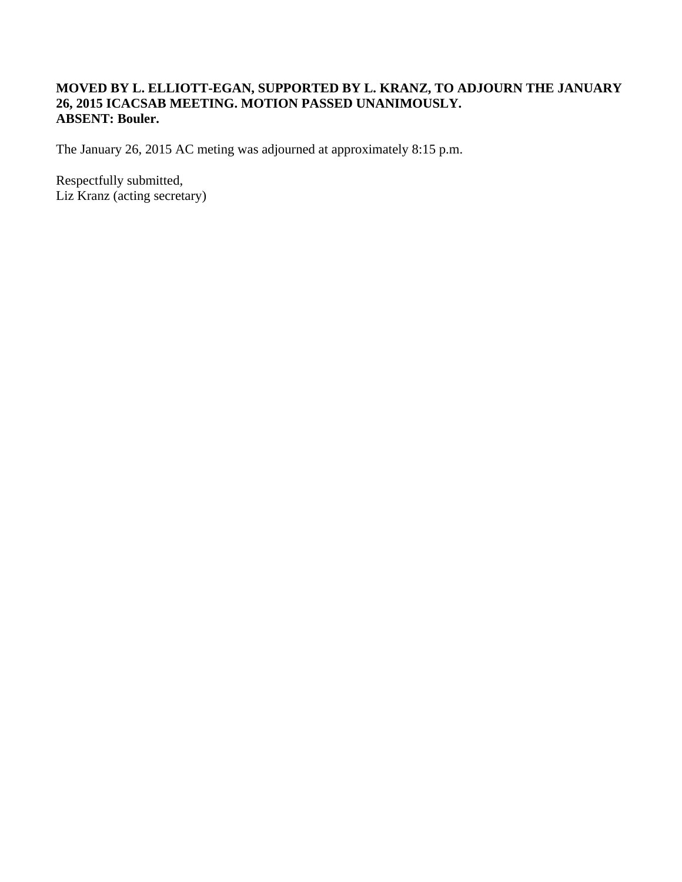**MOVED BY L. ELLIOTT-EGAN, SUPPORTED BY L. KRANZ, TO ADJOURN THE JANUARY 26, 2015 ICACSAB MEETING. MOTION PASSED UNANIMOUSLY.**
**ABSENT: Bouler.**

The January 26, 2015 AC meting was adjourned at approximately 8:15 p.m.

Respectfully submitted,
Liz Kranz (acting secretary)